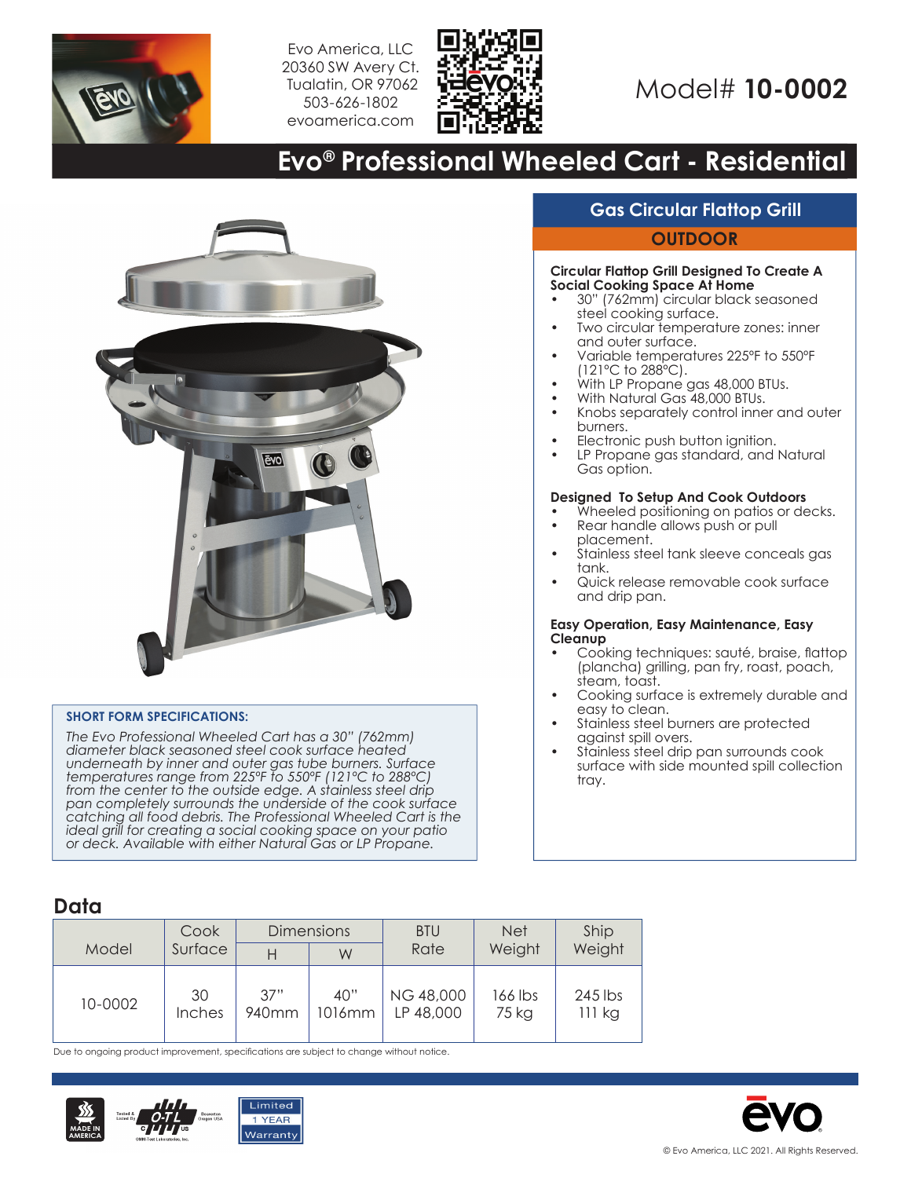Evo America, LLC
20360 SW Avery Ct.
Tualatin, OR 97062
503-626-1802
evoamerica.com

Model# **10-0002**

# Evo® Professional Wheeled Cart - Residential

## Gas Circular Flattop Grill

**OUTDOOR**

**Circular Flattop Grill Designed To Create A Social Cooking Space At Home**

- 30" (762mm) circular black seasoned steel cooking surface.
- Two circular temperature zones: inner and outer surface.
- Variable temperatures 225°F to 550°F (121°C to 288°C).
- With LP Propane gas 48,000 BTUs.
- With Natural Gas 48,000 BTUs.
- Knobs separately control inner and outer burners.
- Electronic push button ignition.
- LP Propane gas standard, and Natural Gas option.

**Designed To Setup And Cook Outdoors**

- Wheeled positioning on patios or decks.
- Rear handle allows push or pull placement.
- Stainless steel tank sleeve conceals gas tank.
- Quick release removable cook surface and drip pan.

**Easy Operation, Easy Maintenance, Easy Cleanup**

- Cooking techniques: sauté, braise, flattop (plancha) grilling, pan fry, roast, poach, steam, toast.
- Cooking surface is extremely durable and easy to clean.
- Stainless steel burners are protected against spill overs.
- Stainless steel drip pan surrounds cook surface with side mounted spill collection tray.

**SHORT FORM SPECIFICATIONS:**

*The Evo Professional Wheeled Cart has a 30" (762mm) diameter black seasoned steel cook surface heated underneath by inner and outer gas tube burners. Surface temperatures range from 225°F to 550°F (121°C to 288°C) from the center to the outside edge. A stainless steel drip pan completely surrounds the underside of the cook surface catching all food debris. The Professional Wheeled Cart is the ideal grill for creating a social cooking space on your patio or deck. Available with either Natural Gas or LP Propane.*

## Data

| Model | Cook Surface | Dimensions | | BTU Rate | Net Weight | Ship Weight |
|---|---|---|---|---|---|---|
| | | H | W | | | |
| 10-0002 | 30 Inches | 37" 940mm | 40" 1016mm | NG 48,000 LP 48,000 | 166 lbs 75 kg | 245 lbs 111 kg |

Due to ongoing product improvement, specifications are subject to change without notice.

MADE IN AMERICA · Tested & Listed By O-TL OMNI-Test Laboratories, Inc. Beaverton Oregon USA · Limited 1 YEAR Warranty

© Evo America, LLC 2021. All Rights Reserved.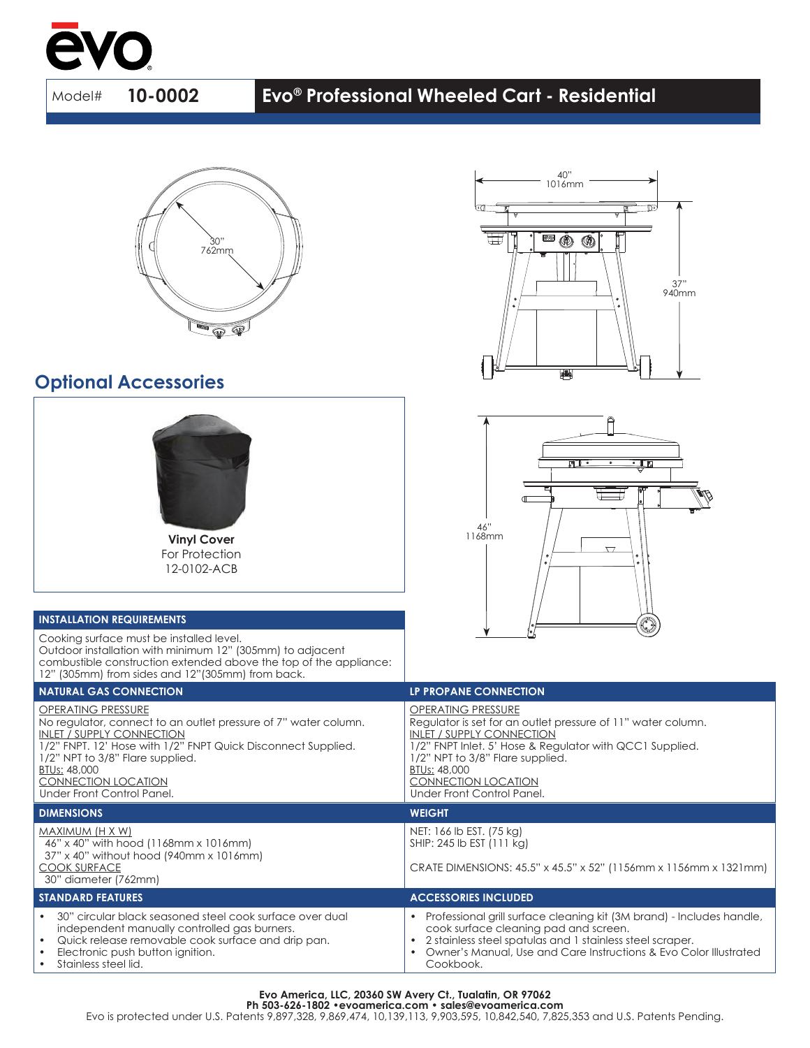Model# **10-0002**

# Evo® Professional Wheeled Cart - Residential

30"
762mm

40"
1016mm

37"
940mm

46"
1168mm

## Optional Accessories

**Vinyl Cover**
For Protection
12-0102-ACB

| INSTALLATION REQUIREMENTS |
|---|
| Cooking surface must be installed level.<br>Outdoor installation with minimum 12" (305mm) to adjacent combustible construction extended above the top of the appliance: 12" (305mm) from sides and 12"(305mm) from back. |

| NATURAL GAS CONNECTION | LP PROPANE CONNECTION |
|---|---|
| OPERATING PRESSURE<br>No regulator, connect to an outlet pressure of 7" water column.<br>INLET / SUPPLY CONNECTION<br>1/2" FNPT. 12' Hose with 1/2" FNPT Quick Disconnect Supplied.<br>1/2" NPT to 3/8" Flare supplied.<br>BTUs: 48,000<br>CONNECTION LOCATION<br>Under Front Control Panel. | OPERATING PRESSURE<br>Regulator is set for an outlet pressure of 11" water column.<br>INLET / SUPPLY CONNECTION<br>1/2" FNPT Inlet. 5' Hose & Regulator with QCC1 Supplied.<br>1/2" NPT to 3/8" Flare supplied.<br>BTUs: 48,000<br>CONNECTION LOCATION<br>Under Front Control Panel. |

| DIMENSIONS | WEIGHT |
|---|---|
| MAXIMUM (H X W)<br>46" x 40" with hood (1168mm x 1016mm)<br>37" x 40" without hood (940mm x 1016mm)<br>COOK SURFACE<br>30" diameter (762mm) | NET: 166 lb EST. (75 kg)<br>SHIP: 245 lb EST (111 kg)<br><br>CRATE DIMENSIONS: 45.5" x 45.5" x 52" (1156mm x 1156mm x 1321mm) |

| STANDARD FEATURES | ACCESSORIES INCLUDED |
|---|---|
| • 30" circular black seasoned steel cook surface over dual independent manually controlled gas burners.<br>• Quick release removable cook surface and drip pan.<br>• Electronic push button ignition.<br>• Stainless steel lid. | • Professional grill surface cleaning kit (3M brand) - Includes handle, cook surface cleaning pad and screen.<br>• 2 stainless steel spatulas and 1 stainless steel scraper.<br>• Owner's Manual, Use and Care Instructions & Evo Color Illustrated Cookbook. |

**Evo America, LLC, 20360 SW Avery Ct., Tualatin, OR 97062**
**Ph 503-626-1802 •evoamerica.com • sales@evoamerica.com**
Evo is protected under U.S. Patents 9,897,328, 9,869,474, 10,139,113, 9,903,595, 10,842,540, 7,825,353 and U.S. Patents Pending.